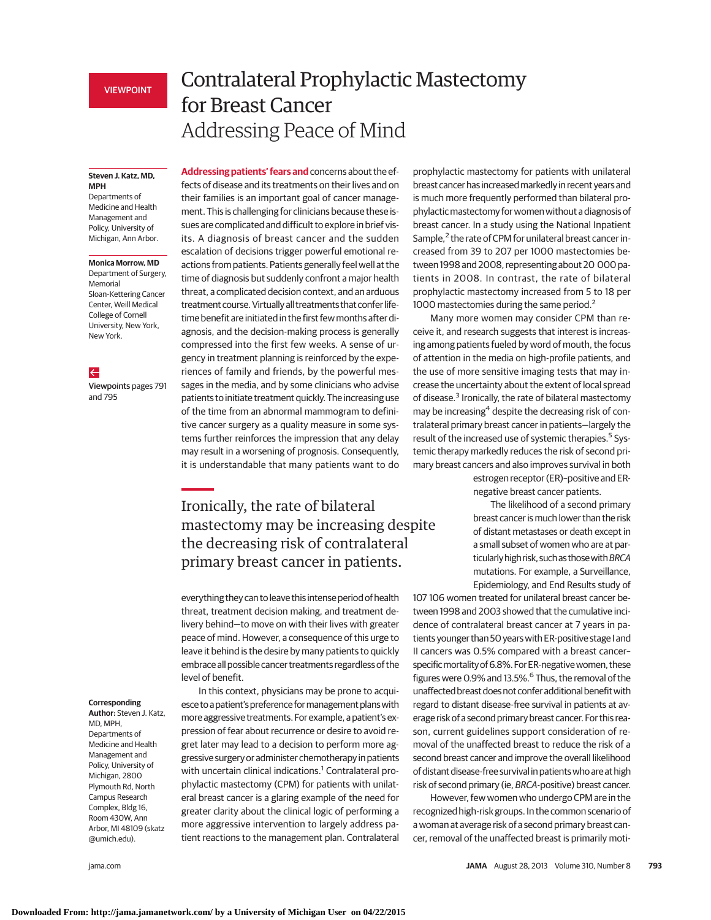VIEWPOINT

# Contralateral Prophylactic Mastectomy for Breast Cancer

## Addressing Peace of Mind

**Steven J. Katz, MD, MPH**
Departments of Medicine and Health Management and Policy, University of Michigan, Ann Arbor.

**Monica Morrow, MD**
Department of Surgery, Memorial Sloan-Kettering Cancer Center, Weill Medical College of Cornell University, New York, New York.

Viewpoints pages 791 and 795

**Corresponding Author:** Steven J. Katz, MD, MPH, Departments of Medicine and Health Management and Policy, University of Michigan, 2800 Plymouth Rd, North Campus Research Complex, Bldg 16, Room 430W, Ann Arbor, MI 48109 (skatz@umich.edu).

**Addressing patients' fears and** concerns about the effects of disease and its treatments on their lives and on their families is an important goal of cancer management. This is challenging for clinicians because these issues are complicated and difficult to explore in brief visits. A diagnosis of breast cancer and the sudden escalation of decisions trigger powerful emotional reactions from patients. Patients generally feel well at the time of diagnosis but suddenly confront a major health threat, a complicated decision context, and an arduous treatment course. Virtually all treatments that confer lifetime benefit are initiated in the first few months after diagnosis, and the decision-making process is generally compressed into the first few weeks. A sense of urgency in treatment planning is reinforced by the experiences of family and friends, by the powerful messages in the media, and by some clinicians who advise patients to initiate treatment quickly. The increasing use of the time from an abnormal mammogram to definitive cancer surgery as a quality measure in some systems further reinforces the impression that any delay may result in a worsening of prognosis. Consequently, it is understandable that many patients want to do everything they can to leave this intense period of health threat, treatment decision making, and treatment delivery behind—to move on with their lives with greater peace of mind. However, a consequence of this urge to leave it behind is the desire by many patients to quickly embrace all possible cancer treatments regardless of the level of benefit.

> Ironically, the rate of bilateral mastectomy may be increasing despite the decreasing risk of contralateral primary breast cancer in patients.

In this context, physicians may be prone to acquiesce to a patient's preference for management plans with more aggressive treatments. For example, a patient's expression of fear about recurrence or desire to avoid regret later may lead to a decision to perform more aggressive surgery or administer chemotherapy in patients with uncertain clinical indications.[1] Contralateral prophylactic mastectomy (CPM) for patients with unilateral breast cancer is a glaring example of the need for greater clarity about the clinical logic of performing a more aggressive intervention to largely address patient reactions to the management plan. Contralateral prophylactic mastectomy for patients with unilateral breast cancer has increased markedly in recent years and is much more frequently performed than bilateral prophylactic mastectomy for women without a diagnosis of breast cancer. In a study using the National Inpatient Sample,[2] the rate of CPM for unilateral breast cancer increased from 39 to 207 per 1000 mastectomies between 1998 and 2008, representing about 20 000 patients in 2008. In contrast, the rate of bilateral prophylactic mastectomy increased from 5 to 18 per 1000 mastectomies during the same period.[2]

Many more women may consider CPM than receive it, and research suggests that interest is increasing among patients fueled by word of mouth, the focus of attention in the media on high-profile patients, and the use of more sensitive imaging tests that may increase the uncertainty about the extent of local spread of disease.[3] Ironically, the rate of bilateral mastectomy may be increasing[4] despite the decreasing risk of contralateral primary breast cancer in patients—largely the result of the increased use of systemic therapies.[5] Systemic therapy markedly reduces the risk of second primary breast cancers and also improves survival in both estrogen receptor (ER)–positive and ER-negative breast cancer patients.

The likelihood of a second primary breast cancer is much lower than the risk of distant metastases or death except in a small subset of women who are at particularly high risk, such as those with *BRCA* mutations. For example, a Surveillance, Epidemiology, and End Results study of 107 106 women treated for unilateral breast cancer between 1998 and 2003 showed that the cumulative incidence of contralateral breast cancer at 7 years in patients younger than 50 years with ER-positive stage I and II cancers was 0.5% compared with a breast cancer–specific mortality of 6.8%. For ER-negative women, these figures were 0.9% and 13.5%.[6] Thus, the removal of the unaffected breast does not confer additional benefit with regard to distant disease-free survival in patients at average risk of a second primary breast cancer. For this reason, current guidelines support consideration of removal of the unaffected breast to reduce the risk of a second breast cancer and improve the overall likelihood of distant disease-free survival in patients who are at high risk of second primary (ie, *BRCA*-positive) breast cancer.

However, few women who undergo CPM are in the recognized high-risk groups. In the common scenario of a woman at average risk of a second primary breast cancer, removal of the unaffected breast is primarily moti-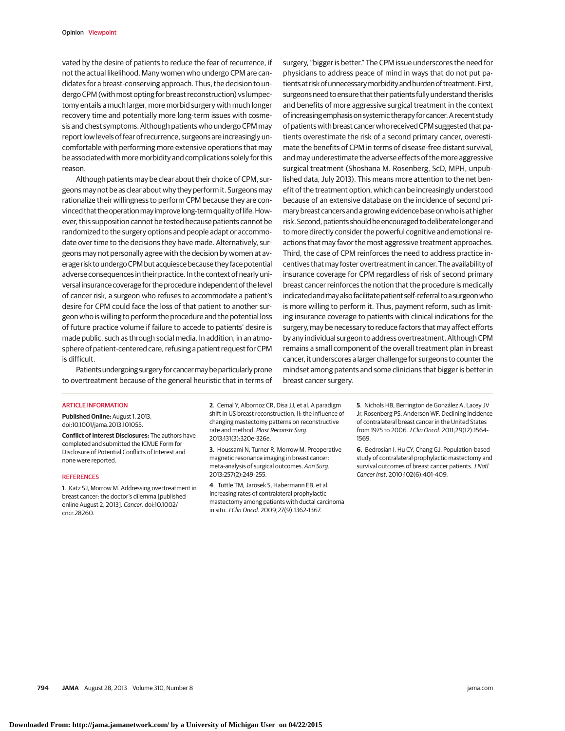vated by the desire of patients to reduce the fear of recurrence, if not the actual likelihood. Many women who undergo CPM are candidates for a breast-conserving approach. Thus, the decision to undergo CPM (with most opting for breast reconstruction) vs lumpectomy entails a much larger, more morbid surgery with much longer recovery time and potentially more long-term issues with cosmesis and chest symptoms. Although patients who undergo CPM may report low levels of fear of recurrence, surgeons are increasingly uncomfortable with performing more extensive operations that may be associated with more morbidity and complications solely for this reason.

Although patients may be clear about their choice of CPM, surgeons may not be as clear about why they perform it. Surgeons may rationalize their willingness to perform CPM because they are convinced that the operation may improve long-term quality of life. However, this supposition cannot be tested because patients cannot be randomized to the surgery options and people adapt or accommodate over time to the decisions they have made. Alternatively, surgeons may not personally agree with the decision by women at average risk to undergo CPM but acquiesce because they face potential adverse consequences in their practice. In the context of nearly universal insurance coverage for the procedure independent of the level of cancer risk, a surgeon who refuses to accommodate a patient's desire for CPM could face the loss of that patient to another surgeon who is willing to perform the procedure and the potential loss of future practice volume if failure to accede to patients' desire is made public, such as through social media. In addition, in an atmosphere of patient-centered care, refusing a patient request for CPM is difficult.

Patients undergoing surgery for cancer may be particularly prone to overtreatment because of the general heuristic that in terms of surgery, "bigger is better." The CPM issue underscores the need for physicians to address peace of mind in ways that do not put patients at risk of unnecessary morbidity and burden of treatment. First, surgeons need to ensure that their patients fully understand the risks and benefits of more aggressive surgical treatment in the context of increasing emphasis on systemic therapy for cancer. A recent study of patients with breast cancer who received CPM suggested that patients overestimate the risk of a second primary cancer, overestimate the benefits of CPM in terms of disease-free distant survival, and may underestimate the adverse effects of the more aggressive surgical treatment (Shoshana M. Rosenberg, ScD, MPH, unpublished data, July 2013). This means more attention to the net benefit of the treatment option, which can be increasingly understood because of an extensive database on the incidence of second primary breast cancers and a growing evidence base on who is at higher risk. Second, patients should be encouraged to deliberate longer and to more directly consider the powerful cognitive and emotional reactions that may favor the most aggressive treatment approaches. Third, the case of CPM reinforces the need to address practice incentives that may foster overtreatment in cancer. The availability of insurance coverage for CPM regardless of risk of second primary breast cancer reinforces the notion that the procedure is medically indicated and may also facilitate patient self-referral to a surgeon who is more willing to perform it. Thus, payment reform, such as limiting insurance coverage to patients with clinical indications for the surgery, may be necessary to reduce factors that may affect efforts by any individual surgeon to address overtreatment. Although CPM remains a small component of the overall treatment plan in breast cancer, it underscores a larger challenge for surgeons to counter the mindset among patents and some clinicians that bigger is better in breast cancer surgery.

## ARTICLE INFORMATION

**Published Online:** August 1, 2013. doi:10.1001/jama.2013.101055.

**Conflict of Interest Disclosures:** The authors have completed and submitted the ICMJE Form for Disclosure of Potential Conflicts of Interest and none were reported.

## REFERENCES

1. Katz SJ, Morrow M. Addressing overtreatment in breast cancer: the doctor's dilemma [published online August 2, 2013]. *Cancer*. doi:10.1002/cncr.28260.

2. Cemal Y, Albornoz CR, Disa JJ, et al. A paradigm shift in US breast reconstruction, II: the influence of changing mastectomy patterns on reconstructive rate and method. *Plast Reconstr Surg*. 2013;131(3):320e-326e.

3. Houssami N, Turner R, Morrow M. Preoperative magnetic resonance imaging in breast cancer: meta-analysis of surgical outcomes. *Ann Surg*. 2013;257(2):249-255.

4. Tuttle TM, Jarosek S, Habermann EB, et al. Increasing rates of contralateral prophylactic mastectomy among patients with ductal carcinoma in situ. *J Clin Oncol*. 2009;27(9):1362-1367.

5. Nichols HB, Berrington de González A, Lacey JV Jr, Rosenberg PS, Anderson WF. Declining incidence of contralateral breast cancer in the United States from 1975 to 2006. *J Clin Oncol*. 2011;29(12):1564-1569.

6. Bedrosian I, Hu CY, Chang GJ. Population-based study of contralateral prophylactic mastectomy and survival outcomes of breast cancer patients. *J Natl Cancer Inst*. 2010;102(6):401-409.